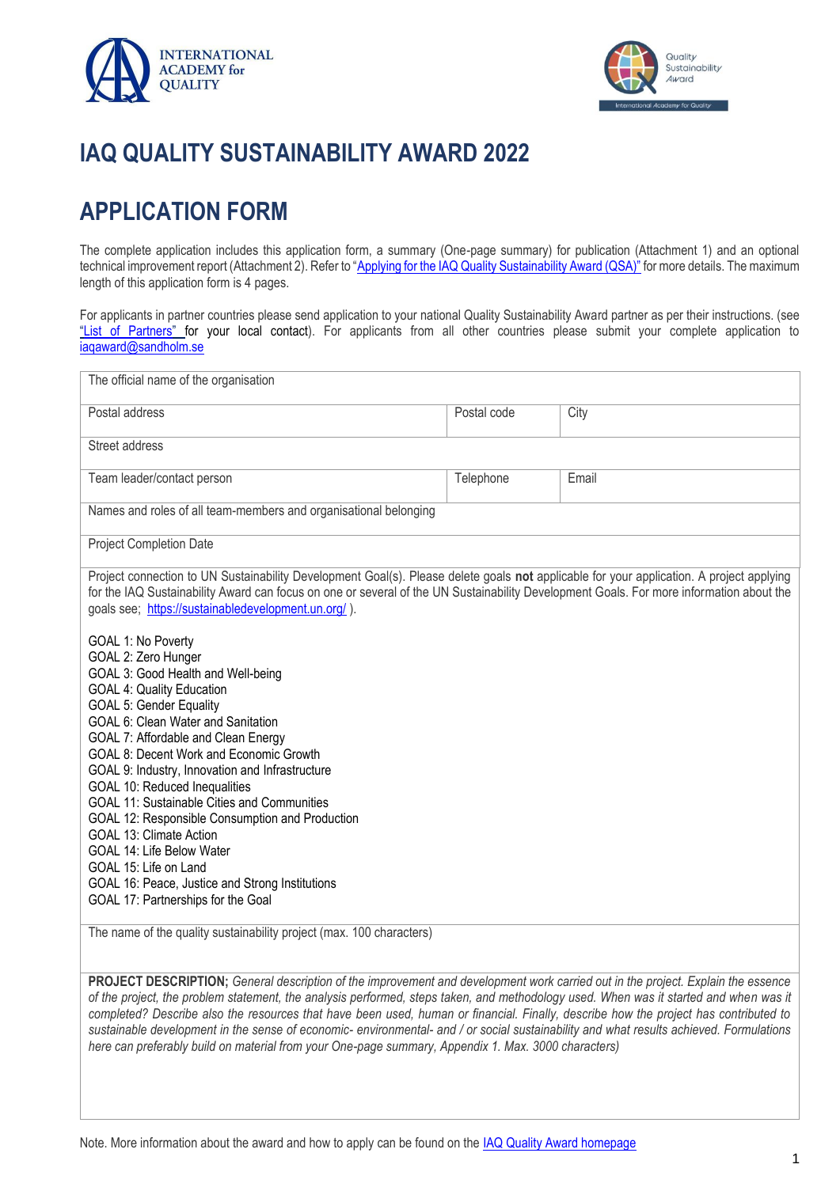# IAQ QUALITY SUSTAINABILITY AWARD 2022

# APPLICATION FORM

The complete application includes this application form, a summary (One-page summary) for publication (Attachment 1) and an optional technical improvement report (Attachment 2). Refer to "Applying for the IAQ Quality Sustainability Award (QSA)" for more details. The maximum length of this application form is 4 pages.

For applicants in partner countries please send application to your national Quality Sustainability Award partner as per their instructions. (see "List of Partners" for your local contact). For applicants from all other countries please submit your complete application to iaqaward@sandholm.se

| The official name of the organisation | | |
|---|---|---|
| Postal address | Postal code | City |
| Street address | | |
| Team leader/contact person | Telephone | Email |
| Names and roles of all team-members and organisational belonging | | |
| Project Completion Date | | |

Project connection to UN Sustainability Development Goal(s). Please delete goals **not** applicable for your application. A project applying for the IAQ Sustainability Award can focus on one or several of the UN Sustainability Development Goals. For more information about the goals see; https://sustainabledevelopment.un.org/ ).

GOAL 1: No Poverty
GOAL 2: Zero Hunger
GOAL 3: Good Health and Well-being
GOAL 4: Quality Education
GOAL 5: Gender Equality
GOAL 6: Clean Water and Sanitation
GOAL 7: Affordable and Clean Energy
GOAL 8: Decent Work and Economic Growth
GOAL 9: Industry, Innovation and Infrastructure
GOAL 10: Reduced Inequalities
GOAL 11: Sustainable Cities and Communities
GOAL 12: Responsible Consumption and Production
GOAL 13: Climate Action
GOAL 14: Life Below Water
GOAL 15: Life on Land
GOAL 16: Peace, Justice and Strong Institutions
GOAL 17: Partnerships for the Goal

The name of the quality sustainability project (max. 100 characters)

**PROJECT DESCRIPTION;** *General description of the improvement and development work carried out in the project. Explain the essence of the project, the problem statement, the analysis performed, steps taken, and methodology used. When was it started and when was it completed? Describe also the resources that have been used, human or financial. Finally, describe how the project has contributed to sustainable development in the sense of economic- environmental- and / or social sustainability and what results achieved. Formulations here can preferably build on material from your One-page summary, Appendix 1. Max. 3000 characters)*

Note. More information about the award and how to apply can be found on the IAQ Quality Award homepage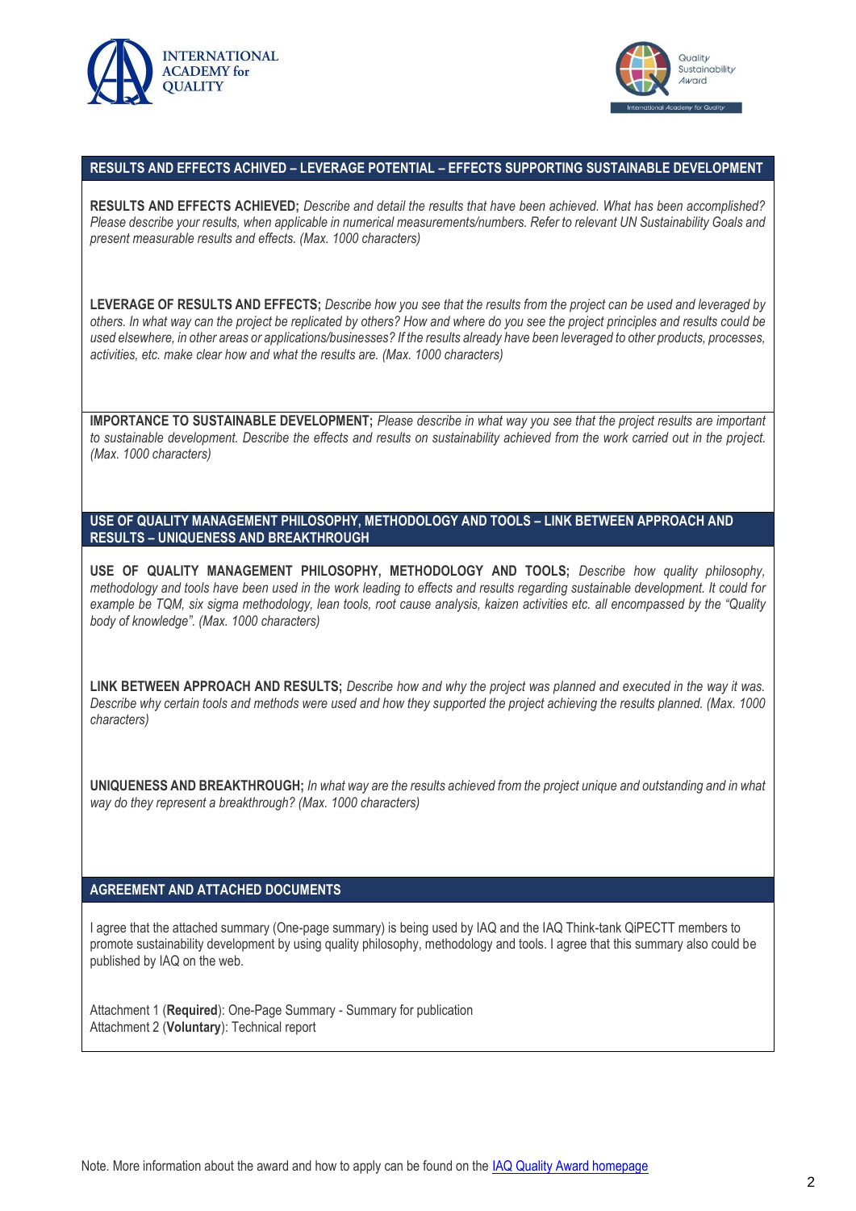## RESULTS AND EFFECTS ACHIVED – LEVERAGE POTENTIAL – EFFECTS SUPPORTING SUSTAINABLE DEVELOPMENT

**RESULTS AND EFFECTS ACHIEVED;** *Describe and detail the results that have been achieved. What has been accomplished? Please describe your results, when applicable in numerical measurements/numbers. Refer to relevant UN Sustainability Goals and present measurable results and effects. (Max. 1000 characters)*

**LEVERAGE OF RESULTS AND EFFECTS;** *Describe how you see that the results from the project can be used and leveraged by others. In what way can the project be replicated by others? How and where do you see the project principles and results could be used elsewhere, in other areas or applications/businesses? If the results already have been leveraged to other products, processes, activities, etc. make clear how and what the results are. (Max. 1000 characters)*

**IMPORTANCE TO SUSTAINABLE DEVELOPMENT;** *Please describe in what way you see that the project results are important to sustainable development. Describe the effects and results on sustainability achieved from the work carried out in the project. (Max. 1000 characters)*

## USE OF QUALITY MANAGEMENT PHILOSOPHY, METHODOLOGY AND TOOLS – LINK BETWEEN APPROACH AND RESULTS – UNIQUENESS AND BREAKTHROUGH

**USE OF QUALITY MANAGEMENT PHILOSOPHY, METHODOLOGY AND TOOLS;** *Describe how quality philosophy, methodology and tools have been used in the work leading to effects and results regarding sustainable development. It could for example be TQM, six sigma methodology, lean tools, root cause analysis, kaizen activities etc. all encompassed by the "Quality body of knowledge". (Max. 1000 characters)*

**LINK BETWEEN APPROACH AND RESULTS;** *Describe how and why the project was planned and executed in the way it was. Describe why certain tools and methods were used and how they supported the project achieving the results planned. (Max. 1000 characters)*

**UNIQUENESS AND BREAKTHROUGH;** *In what way are the results achieved from the project unique and outstanding and in what way do they represent a breakthrough? (Max. 1000 characters)*

## AGREEMENT AND ATTACHED DOCUMENTS

I agree that the attached summary (One-page summary) is being used by IAQ and the IAQ Think-tank QiPECTT members to promote sustainability development by using quality philosophy, methodology and tools. I agree that this summary also could be published by IAQ on the web.

Attachment 1 (**Required**): One-Page Summary - Summary for publication
Attachment 2 (**Voluntary**): Technical report

Note. More information about the award and how to apply can be found on the IAQ Quality Award homepage